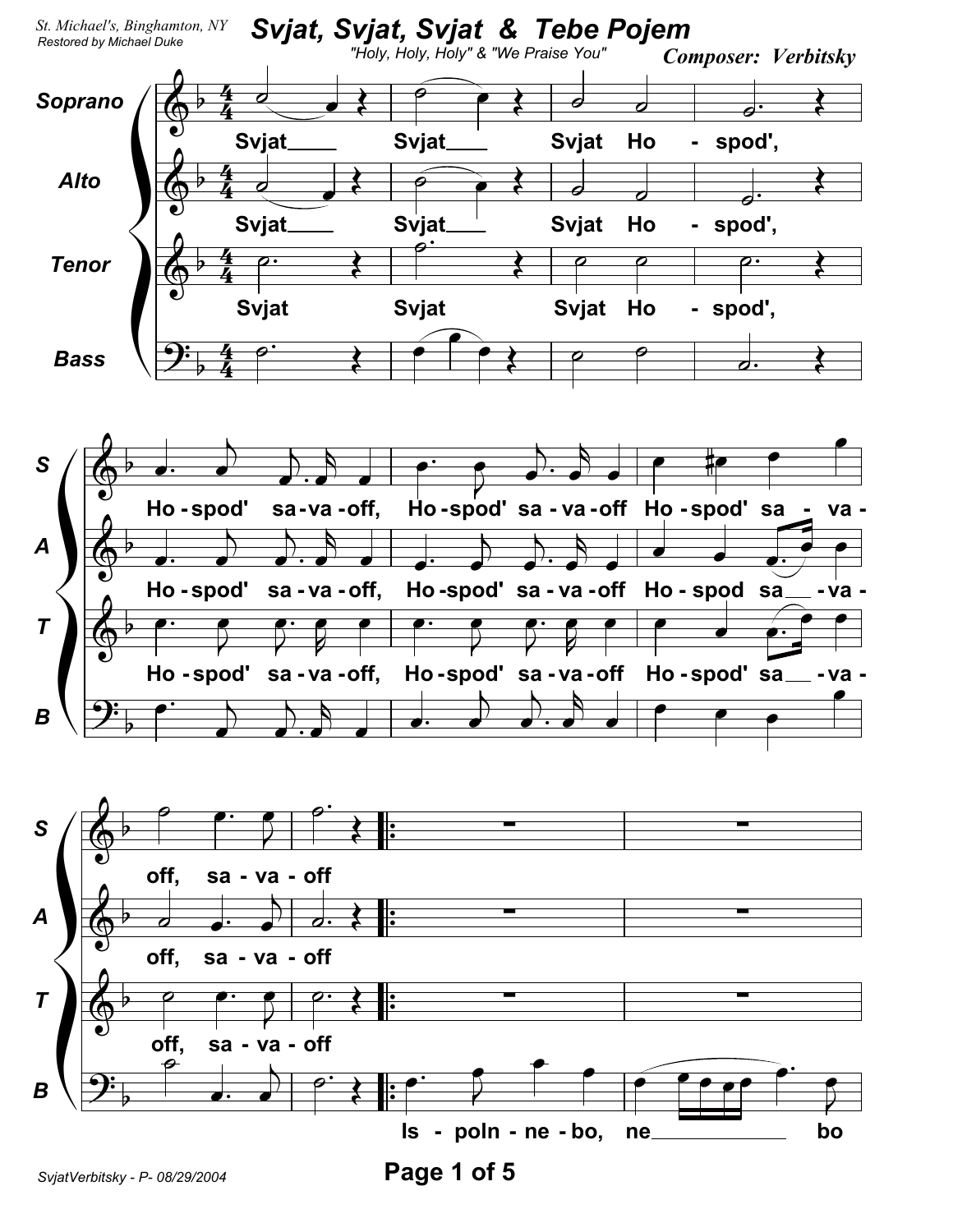# Svjat, Svjat, Svjat & Tebe Pojem

St. Michael's, Binghamton, NY
Restored by Michael Duke

"Holy, Holy, Holy" & "We Praise You"

**Composer: Verbitsky**

Soprano, Alto, Tenor, Bass

Svjat Svjat Svjat Ho - spod',

Ho - spod' sa - va - off, Ho - spod' sa - va - off Ho - spod' sa - va - off, sa - va - off

Is - poln - ne - bo, ne bo

SvjatVerbitsky - P- 08/29/2004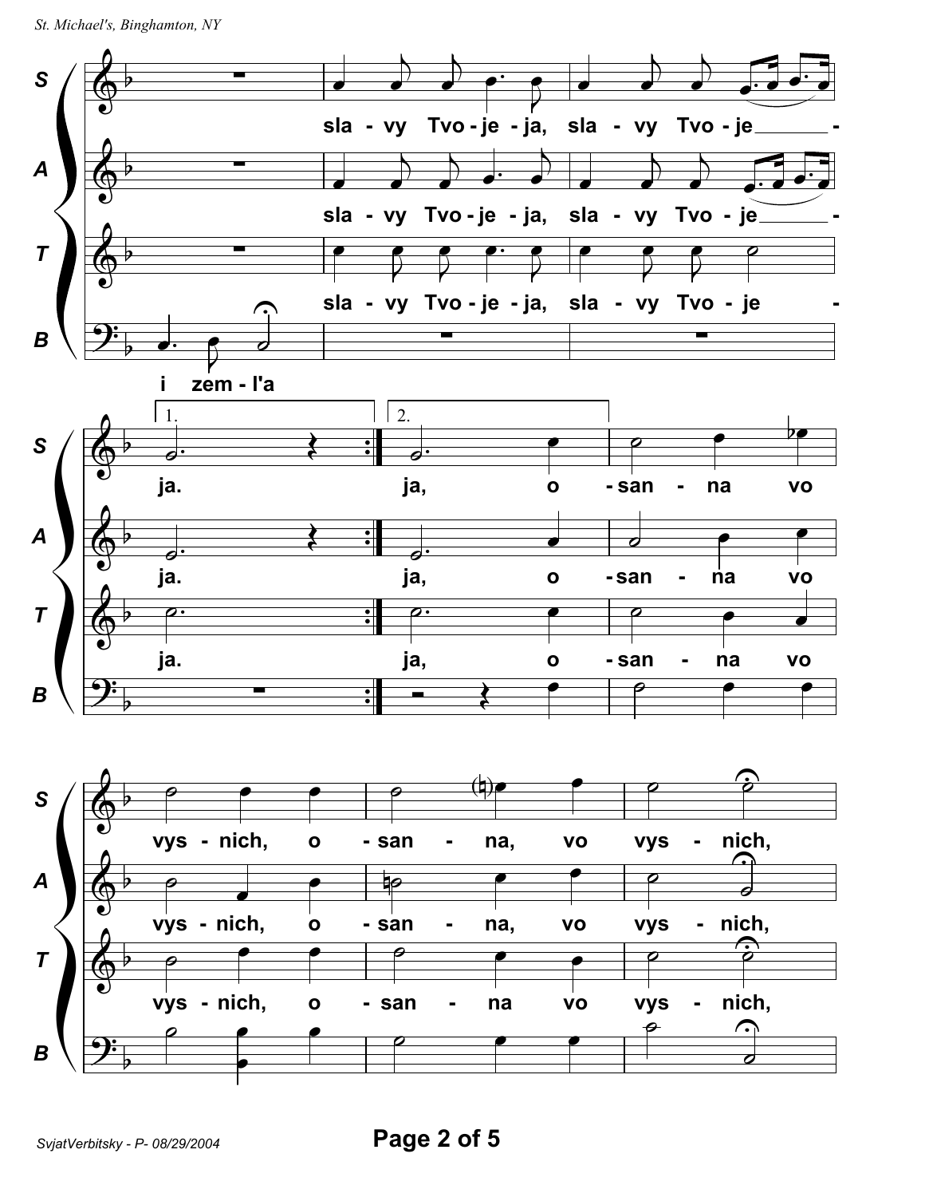S: sla - vy Tvo - je - ja, sla - vy Tvo - je - ja. ja, o - san - na vo vys - nich, o - san - na, vo vys - nich,

A: sla - vy Tvo - je - ja, sla - vy Tvo - je - ja. ja, o - san - na vo vys - nich, o - san - na, vo vys - nich,

T: sla - vy Tvo - je - ja, sla - vy Tvo - je - ja. ja, o - san - na vo vys - nich, o - san - na vo vys - nich,

B: i zem - l'a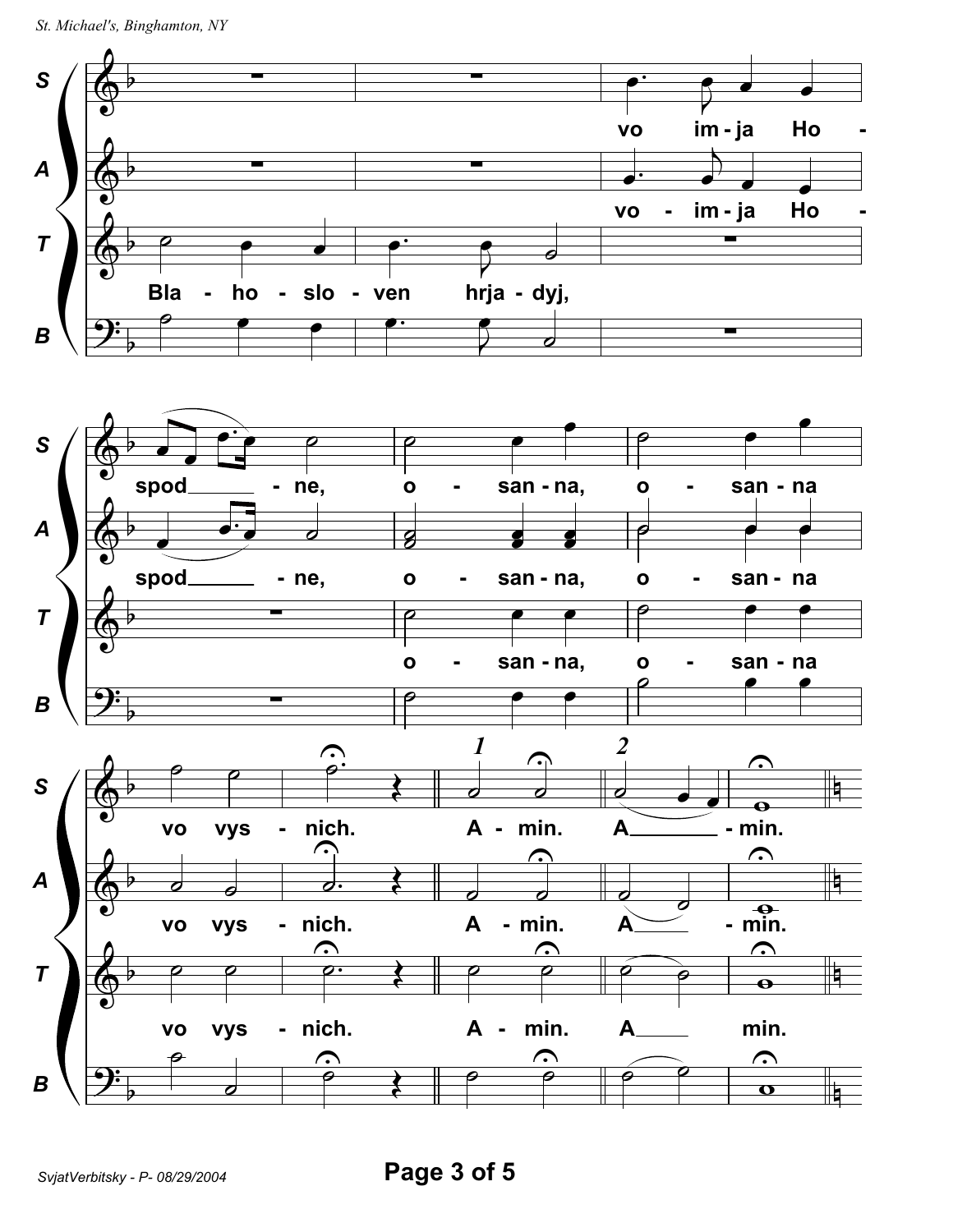**S** vo im-ja Ho-spod — ne, o-san-na, o-san-na vo vys-nich. A-min. A — min.

**A** vo-im-ja Ho-spod — ne, o-san-na, o-san-na vo vys-nich. A-min. A — min.

**T** Bla-ho-slo-ven hrja-dyj, o-san-na, o-san-na vo vys-nich. A-min. A — min.

**B**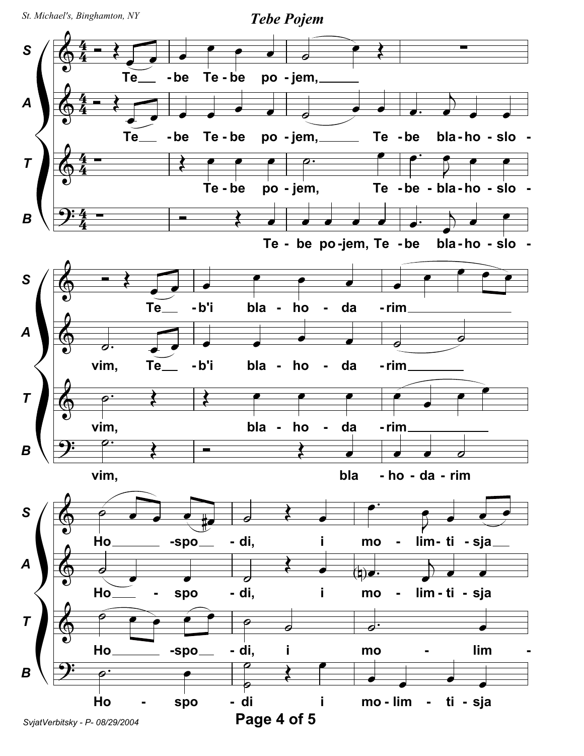## Tebe Pojem

**S:** Te – be Te-be po-jem,
**A:** Te – be Te-be po-jem, Te-be bla-ho-slo-
**T:** Te-be po-jem, Te-be-bla-ho-slo-
**B:** Te-be po-jem, Te-be bla-ho-slo-

**S:** Te – b'i bla-ho-da-rim
**A:** vim, Te – b'i bla-ho-da-rim
**T:** vim, bla-ho-da-rim
**B:** vim, bla-ho-da-rim

**S:** Ho – spo – di, i mo-lim-ti-sja
**A:** Ho – spo-di, i mo-lim-ti-sja
**T:** Ho – spo – di, i mo-lim-
**B:** Ho-spo-di i mo-lim-ti-sja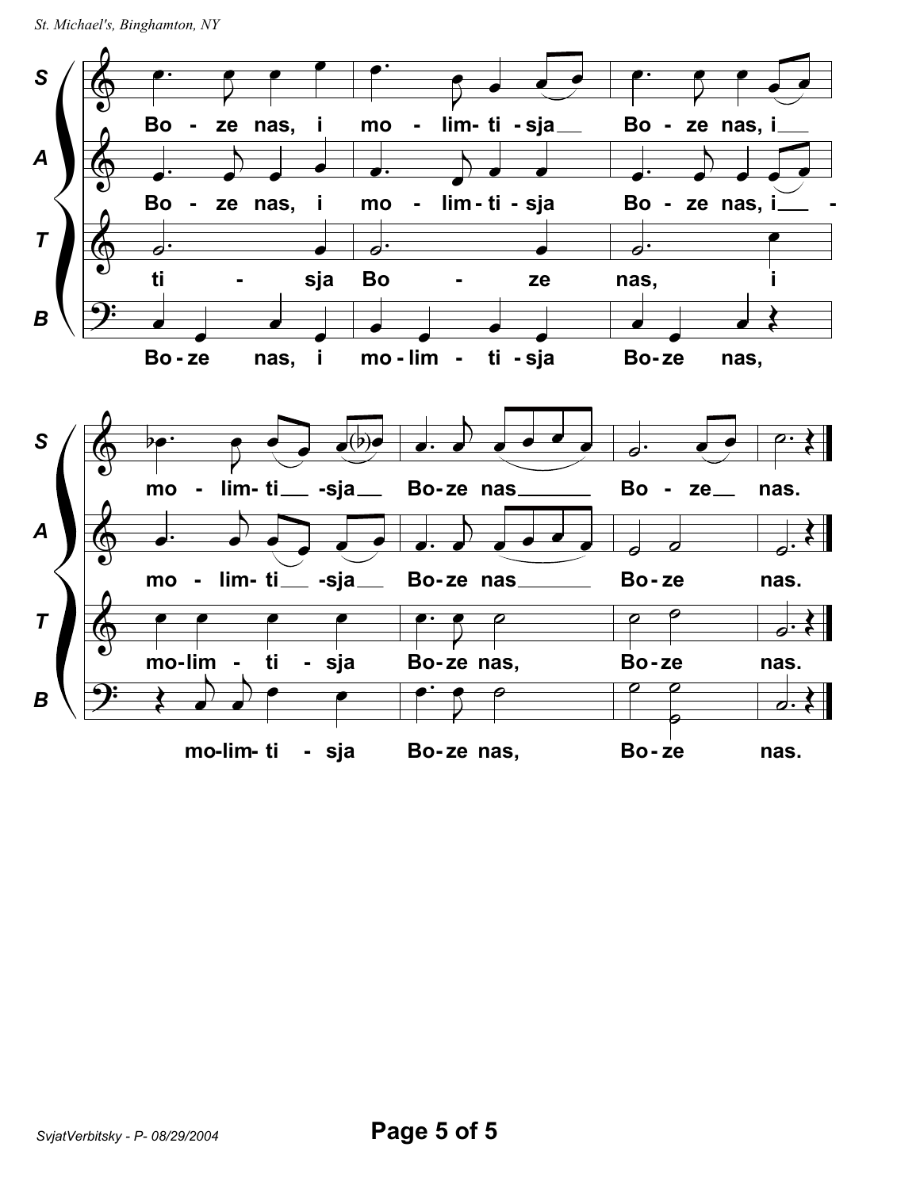**S**
Bo - ze nas, i mo - lim- ti - sja Bo - ze nas, i

**A**
Bo - ze nas, i mo - lim - ti - sja Bo - ze nas, i -

**T**
ti - sja Bo - ze nas, i

**B**
Bo - ze nas, i mo - lim - ti - sja Bo - ze nas,

**S**
mo - lim- ti -sja Bo- ze nas Bo - ze nas.

**A**
mo - lim- ti -sja Bo- ze nas Bo- ze nas.

**T**
mo-lim - ti - sja Bo- ze nas, Bo- ze nas.

**B**
mo-lim- ti - sja Bo- ze nas, Bo- ze nas.